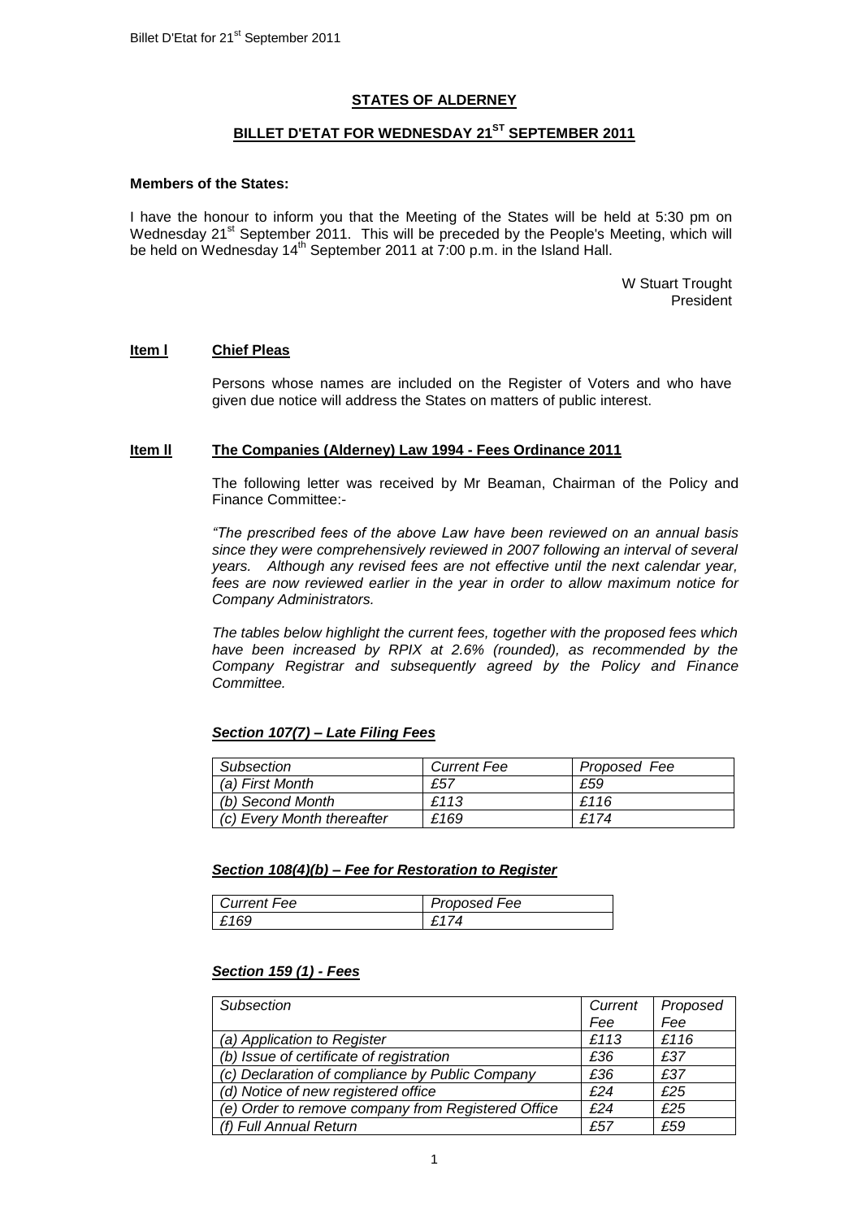**STATES OF ALDERNEY**

**BILLET D'ETAT FOR WEDNESDAY 21ST SEPTEMBER 2011**

**Members of the States:**

I have the honour to inform you that the Meeting of the States will be held at 5:30 pm on Wednesday 21st September 2011. This will be preceded by the People's Meeting, which will be held on Wednesday 14th September 2011 at 7:00 p.m. in the Island Hall.

W Stuart Trought
President

**Item I** **Chief Pleas**

Persons whose names are included on the Register of Voters and who have given due notice will address the States on matters of public interest.

**Item II** **The Companies (Alderney) Law 1994 - Fees Ordinance 2011**

The following letter was received by Mr Beaman, Chairman of the Policy and Finance Committee:-

*"The prescribed fees of the above Law have been reviewed on an annual basis since they were comprehensively reviewed in 2007 following an interval of several years. Although any revised fees are not effective until the next calendar year, fees are now reviewed earlier in the year in order to allow maximum notice for Company Administrators.*

*The tables below highlight the current fees, together with the proposed fees which have been increased by RPIX at 2.6% (rounded), as recommended by the Company Registrar and subsequently agreed by the Policy and Finance Committee.*

***Section 107(7) – Late Filing Fees***

| *Subsection* | *Current Fee* | *Proposed Fee* |
|---|---|---|
| *(a) First Month* | *£57* | *£59* |
| *(b) Second Month* | *£113* | *£116* |
| *(c) Every Month thereafter* | *£169* | *£174* |

***Section 108(4)(b) – Fee for Restoration to Register***

| *Current Fee* | *Proposed Fee* |
|---|---|
| *£169* | *£174* |

***Section 159 (1) - Fees***

| *Subsection* | *Current Fee* | *Proposed Fee* |
|---|---|---|
| *(a) Application to Register* | *£113* | *£116* |
| *(b) Issue of certificate of registration* | *£36* | *£37* |
| *(c) Declaration of compliance by Public Company* | *£36* | *£37* |
| *(d) Notice of new registered office* | *£24* | *£25* |
| *(e) Order to remove company from Registered Office* | *£24* | *£25* |
| *(f) Full Annual Return* | *£57* | *£59* |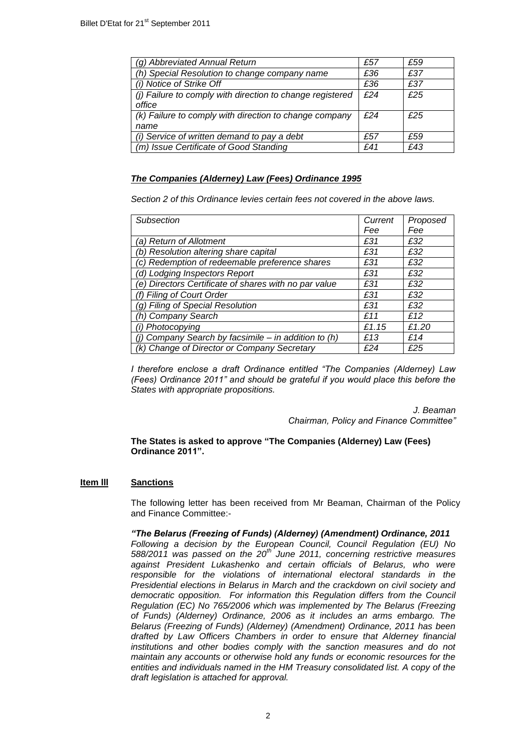| | | |
|---|---|---|
| *(g) Abbreviated Annual Return* | *£57* | *£59* |
| *(h) Special Resolution to change company name* | *£36* | *£37* |
| *(i) Notice of Strike Off* | *£36* | *£37* |
| *(j) Failure to comply with direction to change registered office* | *£24* | *£25* |
| *(k) Failure to comply with direction to change company name* | *£24* | *£25* |
| *(i) Service of written demand to pay a debt* | *£57* | *£59* |
| *(m) Issue Certificate of Good Standing* | *£41* | *£43* |

***The Companies (Alderney) Law (Fees) Ordinance 1995***

*Section 2 of this Ordinance levies certain fees not covered in the above laws.*

| *Subsection* | *Current Fee* | *Proposed Fee* |
|---|---|---|
| *(a) Return of Allotment* | *£31* | *£32* |
| *(b) Resolution altering share capital* | *£31* | *£32* |
| *(c) Redemption of redeemable preference shares* | *£31* | *£32* |
| *(d) Lodging Inspectors Report* | *£31* | *£32* |
| *(e) Directors Certificate of shares with no par value* | *£31* | *£32* |
| *(f) Filing of Court Order* | *£31* | *£32* |
| *(g) Filing of Special Resolution* | *£31* | *£32* |
| *(h) Company Search* | *£11* | *£12* |
| *(i) Photocopying* | *£1.15* | *£1.20* |
| *(j) Company Search by facsimile – in addition to (h)* | *£13* | *£14* |
| *(k) Change of Director or Company Secretary* | *£24* | *£25* |

*I therefore enclose a draft Ordinance entitled "The Companies (Alderney) Law (Fees) Ordinance 2011" and should be grateful if you would place this before the States with appropriate propositions.*

*J. Beaman*
*Chairman, Policy and Finance Committee"*

**The States is asked to approve "The Companies (Alderney) Law (Fees) Ordinance 2011".**

**Item lll** **Sanctions**

The following letter has been received from Mr Beaman, Chairman of the Policy and Finance Committee:-

***"The Belarus (Freezing of Funds) (Alderney) (Amendment) Ordinance, 2011***

*Following a decision by the European Council, Council Regulation (EU) No 588/2011 was passed on the 20th June 2011, concerning restrictive measures against President Lukashenko and certain officials of Belarus, who were responsible for the violations of international electoral standards in the Presidential elections in Belarus in March and the crackdown on civil society and democratic opposition. For information this Regulation differs from the Council Regulation (EC) No 765/2006 which was implemented by The Belarus (Freezing of Funds) (Alderney) Ordinance, 2006 as it includes an arms embargo. The Belarus (Freezing of Funds) (Alderney) (Amendment) Ordinance, 2011 has been drafted by Law Officers Chambers in order to ensure that Alderney financial institutions and other bodies comply with the sanction measures and do not maintain any accounts or otherwise hold any funds or economic resources for the entities and individuals named in the HM Treasury consolidated list. A copy of the draft legislation is attached for approval.*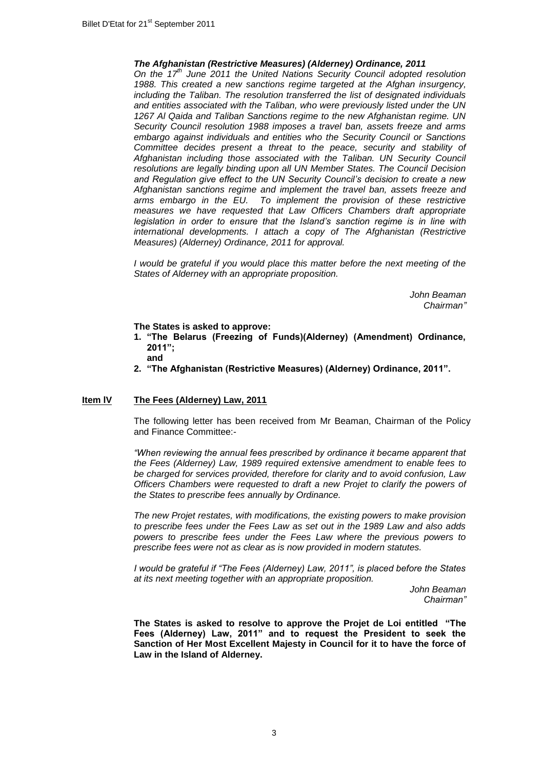***The Afghanistan (Restrictive Measures) (Alderney) Ordinance, 2011***

*On the 17th June 2011 the United Nations Security Council adopted resolution 1988. This created a new sanctions regime targeted at the Afghan insurgency, including the Taliban. The resolution transferred the list of designated individuals and entities associated with the Taliban, who were previously listed under the UN 1267 Al Qaida and Taliban Sanctions regime to the new Afghanistan regime. UN Security Council resolution 1988 imposes a travel ban, assets freeze and arms embargo against individuals and entities who the Security Council or Sanctions Committee decides present a threat to the peace, security and stability of Afghanistan including those associated with the Taliban. UN Security Council resolutions are legally binding upon all UN Member States. The Council Decision and Regulation give effect to the UN Security Council's decision to create a new Afghanistan sanctions regime and implement the travel ban, assets freeze and arms embargo in the EU. To implement the provision of these restrictive measures we have requested that Law Officers Chambers draft appropriate legislation in order to ensure that the Island's sanction regime is in line with international developments. I attach a copy of The Afghanistan (Restrictive Measures) (Alderney) Ordinance, 2011 for approval.*

*I would be grateful if you would place this matter before the next meeting of the States of Alderney with an appropriate proposition.*

*John Beaman*
*Chairman"*

**The States is asked to approve:**

1. **"The Belarus (Freezing of Funds)(Alderney) (Amendment) Ordinance, 2011";**
   **and**
2. **"The Afghanistan (Restrictive Measures) (Alderney) Ordinance, 2011".**

## **Item IV** **The Fees (Alderney) Law, 2011**

The following letter has been received from Mr Beaman, Chairman of the Policy and Finance Committee:-

*"When reviewing the annual fees prescribed by ordinance it became apparent that the Fees (Alderney) Law, 1989 required extensive amendment to enable fees to be charged for services provided, therefore for clarity and to avoid confusion, Law Officers Chambers were requested to draft a new Projet to clarify the powers of the States to prescribe fees annually by Ordinance.*

*The new Projet restates, with modifications, the existing powers to make provision to prescribe fees under the Fees Law as set out in the 1989 Law and also adds powers to prescribe fees under the Fees Law where the previous powers to prescribe fees were not as clear as is now provided in modern statutes.*

*I would be grateful if "The Fees (Alderney) Law, 2011", is placed before the States at its next meeting together with an appropriate proposition.*

*John Beaman*
*Chairman"*

**The States is asked to resolve to approve the Projet de Loi entitled "The Fees (Alderney) Law, 2011" and to request the President to seek the Sanction of Her Most Excellent Majesty in Council for it to have the force of Law in the Island of Alderney.**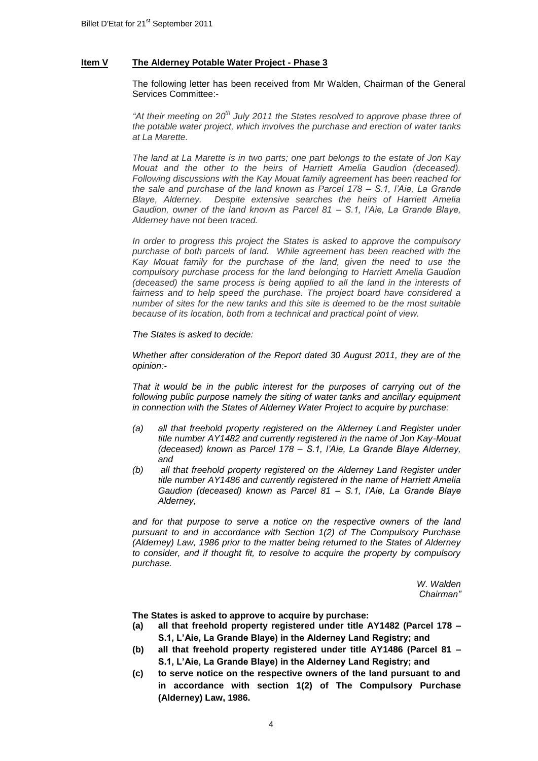**Item V** **The Alderney Potable Water Project - Phase 3**

The following letter has been received from Mr Walden, Chairman of the General Services Committee:-

*"At their meeting on 20th July 2011 the States resolved to approve phase three of the potable water project, which involves the purchase and erection of water tanks at La Marette.*

*The land at La Marette is in two parts; one part belongs to the estate of Jon Kay Mouat and the other to the heirs of Harriett Amelia Gaudion (deceased). Following discussions with the Kay Mouat family agreement has been reached for the sale and purchase of the land known as Parcel 178 – S.1, l'Aie, La Grande Blaye, Alderney. Despite extensive searches the heirs of Harriett Amelia Gaudion, owner of the land known as Parcel 81 – S.1, l'Aie, La Grande Blaye, Alderney have not been traced.*

*In order to progress this project the States is asked to approve the compulsory purchase of both parcels of land. While agreement has been reached with the Kay Mouat family for the purchase of the land, given the need to use the compulsory purchase process for the land belonging to Harriett Amelia Gaudion (deceased) the same process is being applied to all the land in the interests of fairness and to help speed the purchase. The project board have considered a number of sites for the new tanks and this site is deemed to be the most suitable because of its location, both from a technical and practical point of view.*

*The States is asked to decide:*

*Whether after consideration of the Report dated 30 August 2011, they are of the opinion:-*

*That it would be in the public interest for the purposes of carrying out of the following public purpose namely the siting of water tanks and ancillary equipment in connection with the States of Alderney Water Project to acquire by purchase:*

*(a) all that freehold property registered on the Alderney Land Register under title number AY1482 and currently registered in the name of Jon Kay-Mouat (deceased) known as Parcel 178 – S.1, l'Aie, La Grande Blaye Alderney, and*

*(b) all that freehold property registered on the Alderney Land Register under title number AY1486 and currently registered in the name of Harriett Amelia Gaudion (deceased) known as Parcel 81 – S.1, l'Aie, La Grande Blaye Alderney,*

*and for that purpose to serve a notice on the respective owners of the land pursuant to and in accordance with Section 1(2) of The Compulsory Purchase (Alderney) Law, 1986 prior to the matter being returned to the States of Alderney to consider, and if thought fit, to resolve to acquire the property by compulsory purchase.*

*W. Walden*
*Chairman"*

**The States is asked to approve to acquire by purchase:**

**(a) all that freehold property registered under title AY1482 (Parcel 178 – S.1, L'Aie, La Grande Blaye) in the Alderney Land Registry; and**

**(b) all that freehold property registered under title AY1486 (Parcel 81 – S.1, L'Aie, La Grande Blaye) in the Alderney Land Registry; and**

**(c) to serve notice on the respective owners of the land pursuant to and in accordance with section 1(2) of The Compulsory Purchase (Alderney) Law, 1986.**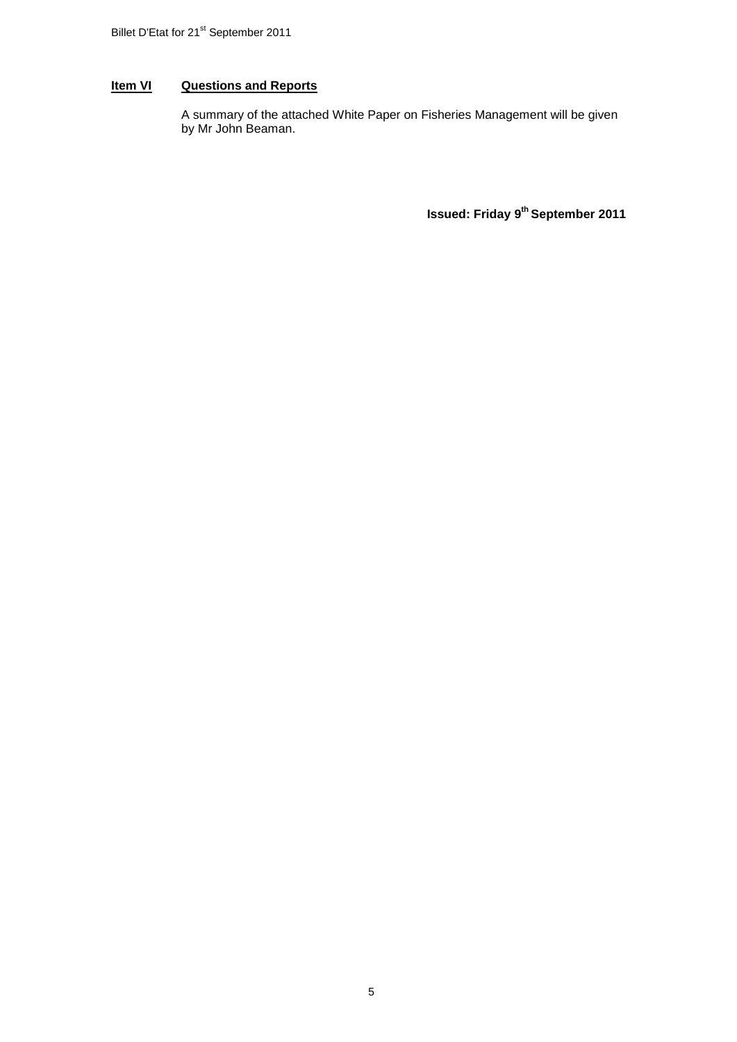**<u>Item VI</u>** **<u>Questions and Reports</u>**

A summary of the attached White Paper on Fisheries Management will be given by Mr John Beaman.

**Issued: Friday 9th September 2011**